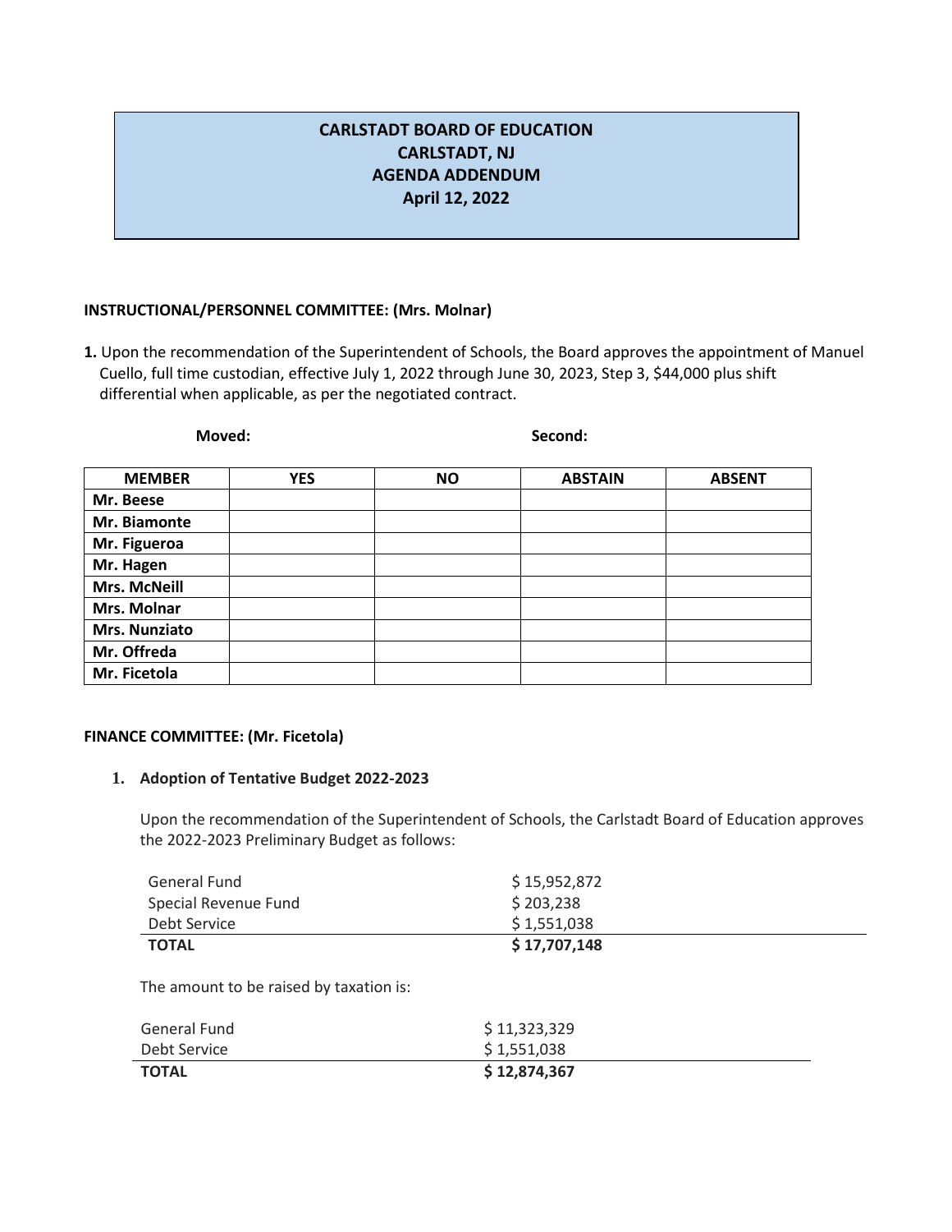# CARLSTADT BOARD OF EDUCATION
## CARLSTADT, NJ
## AGENDA ADDENDUM
## April 12, 2022

**INSTRUCTIONAL/PERSONNEL COMMITTEE: (Mrs. Molnar)**

**1.** Upon the recommendation of the Superintendent of Schools, the Board approves the appointment of Manuel Cuello, full time custodian, effective July 1, 2022 through June 30, 2023, Step 3, $44,000 plus shift differential when applicable, as per the negotiated contract.

**Moved:** **Second:**

| MEMBER | YES | NO | ABSTAIN | ABSENT |
|---|---|---|---|---|
| **Mr. Beese** | | | | |
| **Mr. Biamonte** | | | | |
| **Mr. Figueroa** | | | | |
| **Mr. Hagen** | | | | |
| **Mrs. McNeill** | | | | |
| **Mrs. Molnar** | | | | |
| **Mrs. Nunziato** | | | | |
| **Mr. Offreda** | | | | |
| **Mr. Ficetola** | | | | |

**FINANCE COMMITTEE: (Mr. Ficetola)**

1. **Adoption of Tentative Budget 2022-2023**

   Upon the recommendation of the Superintendent of Schools, the Carlstadt Board of Education approves the 2022-2023 Preliminary Budget as follows:

| | |
|---|---|
| General Fund | $ 15,952,872 |
| Special Revenue Fund | $ 203,238 |
| Debt Service | $ 1,551,038 |
| **TOTAL** | **$ 17,707,148** |

   The amount to be raised by taxation is:

| | |
|---|---|
| General Fund | $ 11,323,329 |
| Debt Service | $ 1,551,038 |
| **TOTAL** | **$ 12,874,367** |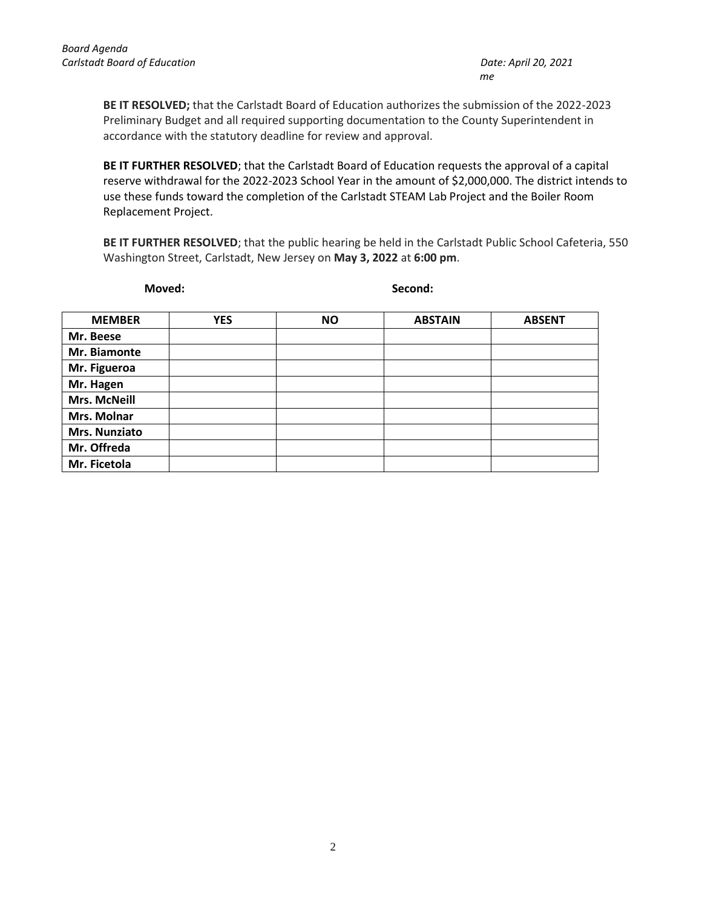**BE IT RESOLVED;** that the Carlstadt Board of Education authorizes the submission of the 2022-2023 Preliminary Budget and all required supporting documentation to the County Superintendent in accordance with the statutory deadline for review and approval.

**BE IT FURTHER RESOLVED**; that the Carlstadt Board of Education requests the approval of a capital reserve withdrawal for the 2022-2023 School Year in the amount of $2,000,000. The district intends to use these funds toward the completion of the Carlstadt STEAM Lab Project and the Boiler Room Replacement Project.

**BE IT FURTHER RESOLVED**; that the public hearing be held in the Carlstadt Public School Cafeteria, 550 Washington Street, Carlstadt, New Jersey on **May 3, 2022** at **6:00 pm**.

**Moved:** **Second:**

| MEMBER | YES | NO | ABSTAIN | ABSENT |
| --- | --- | --- | --- | --- |
| **Mr. Beese** | | | | |
| **Mr. Biamonte** | | | | |
| **Mr. Figueroa** | | | | |
| **Mr. Hagen** | | | | |
| **Mrs. McNeill** | | | | |
| **Mrs. Molnar** | | | | |
| **Mrs. Nunziato** | | | | |
| **Mr. Offreda** | | | | |
| **Mr. Ficetola** | | | | |